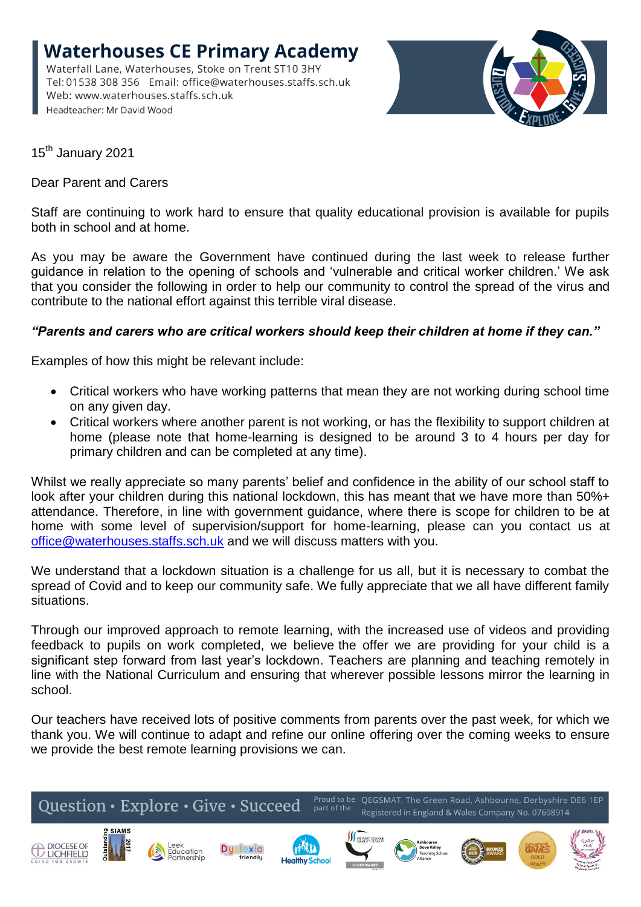# Waterhouses CE Primary Academy

Waterfall Lane, Waterhouses, Stoke on Trent ST10 3HY
Tel: 01538 308 356 Email: office@waterhouses.staffs.sch.uk
Web: www.waterhouses.staffs.sch.uk
Headteacher: Mr David Wood

15th January 2021

Dear Parent and Carers

Staff are continuing to work hard to ensure that quality educational provision is available for pupils both in school and at home.

As you may be aware the Government have continued during the last week to release further guidance in relation to the opening of schools and 'vulnerable and critical worker children.' We ask that you consider the following in order to help our community to control the spread of the virus and contribute to the national effort against this terrible viral disease.

***"Parents and carers who are critical workers should keep their children at home if they can."***

Examples of how this might be relevant include:

- Critical workers who have working patterns that mean they are not working during school time on any given day.
- Critical workers where another parent is not working, or has the flexibility to support children at home (please note that home-learning is designed to be around 3 to 4 hours per day for primary children and can be completed at any time).

Whilst we really appreciate so many parents' belief and confidence in the ability of our school staff to look after your children during this national lockdown, this has meant that we have more than 50%+ attendance. Therefore, in line with government guidance, where there is scope for children to be at home with some level of supervision/support for home-learning, please can you contact us at office@waterhouses.staffs.sch.uk and we will discuss matters with you.

We understand that a lockdown situation is a challenge for us all, but it is necessary to combat the spread of Covid and to keep our community safe. We fully appreciate that we all have different family situations.

Through our improved approach to remote learning, with the increased use of videos and providing feedback to pupils on work completed, we believe the offer we are providing for your child is a significant step forward from last year's lockdown. Teachers are planning and teaching remotely in line with the National Curriculum and ensuring that wherever possible lessons mirror the learning in school.

Our teachers have received lots of positive comments from parents over the past week, for which we thank you. We will continue to adapt and refine our online offering over the coming weeks to ensure we provide the best remote learning provisions we can.

Question • Explore • Give • Succeed

Proud to be part of the QEGSMAT, The Green Road, Ashbourne, Derbyshire DE6 1EP
Registered in England & Wales Company No. 07698914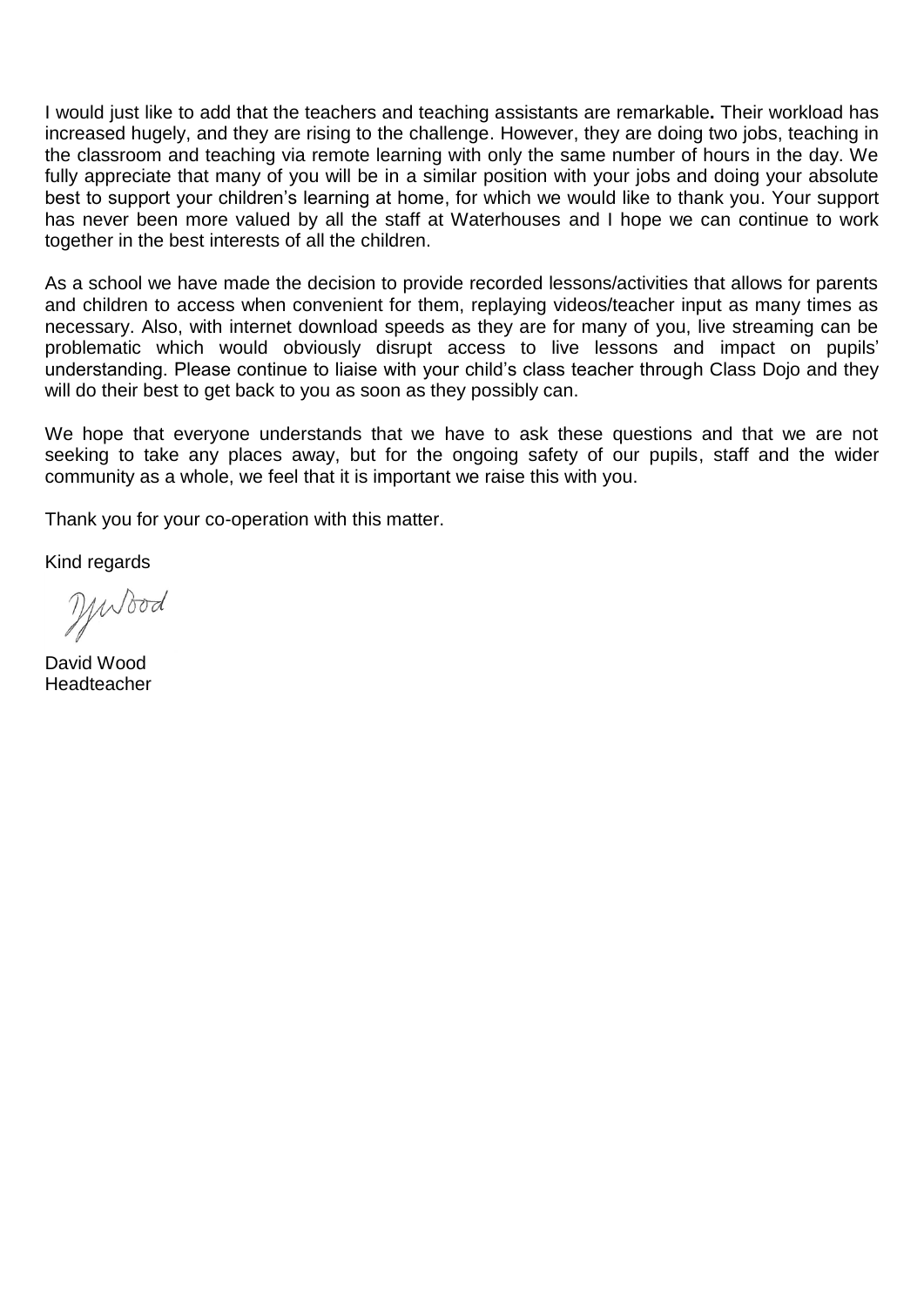I would just like to add that the teachers and teaching assistants are remarkable**.** Their workload has increased hugely, and they are rising to the challenge. However, they are doing two jobs, teaching in the classroom and teaching via remote learning with only the same number of hours in the day. We fully appreciate that many of you will be in a similar position with your jobs and doing your absolute best to support your children's learning at home, for which we would like to thank you. Your support has never been more valued by all the staff at Waterhouses and I hope we can continue to work together in the best interests of all the children.

As a school we have made the decision to provide recorded lessons/activities that allows for parents and children to access when convenient for them, replaying videos/teacher input as many times as necessary. Also, with internet download speeds as they are for many of you, live streaming can be problematic which would obviously disrupt access to live lessons and impact on pupils' understanding. Please continue to liaise with your child's class teacher through Class Dojo and they will do their best to get back to you as soon as they possibly can.

We hope that everyone understands that we have to ask these questions and that we are not seeking to take any places away, but for the ongoing safety of our pupils, staff and the wider community as a whole, we feel that it is important we raise this with you.

Thank you for your co-operation with this matter.

Kind regards

DJ Wood

David Wood
Headteacher